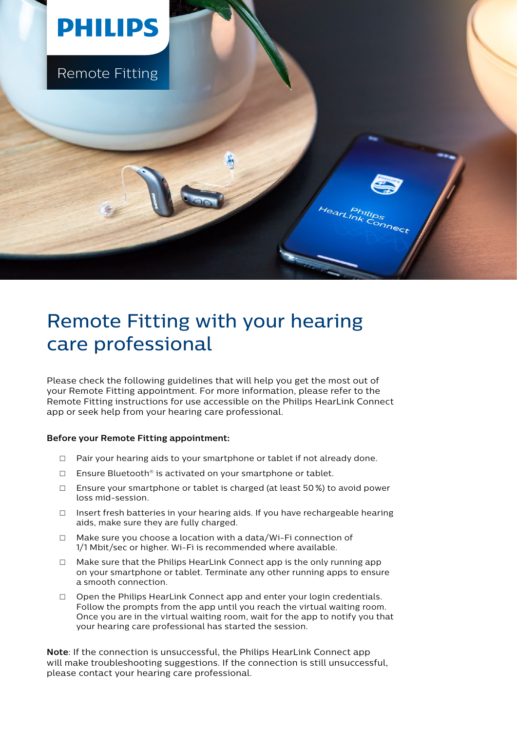PHILIPS

Remote Fitting

# Remote Fitting with your hearing care professional

Please check the following guidelines that will help you get the most out of your Remote Fitting appointment. For more information, please refer to the Remote Fitting instructions for use accessible on the Philips HearLink Connect app or seek help from your hearing care professional.

**Before your Remote Fitting appointment:**

- ☐ Pair your hearing aids to your smartphone or tablet if not already done.
- ☐ Ensure Bluetooth® is activated on your smartphone or tablet.
- ☐ Ensure your smartphone or tablet is charged (at least 50 %) to avoid power loss mid-session.
- ☐ Insert fresh batteries in your hearing aids. If you have rechargeable hearing aids, make sure they are fully charged.
- ☐ Make sure you choose a location with a data/Wi-Fi connection of 1/1 Mbit/sec or higher. Wi-Fi is recommended where available.
- ☐ Make sure that the Philips HearLink Connect app is the only running app on your smartphone or tablet. Terminate any other running apps to ensure a smooth connection.
- ☐ Open the Philips HearLink Connect app and enter your login credentials. Follow the prompts from the app until you reach the virtual waiting room. Once you are in the virtual waiting room, wait for the app to notify you that your hearing care professional has started the session.

**Note**: If the connection is unsuccessful, the Philips HearLink Connect app will make troubleshooting suggestions. If the connection is still unsuccessful, please contact your hearing care professional.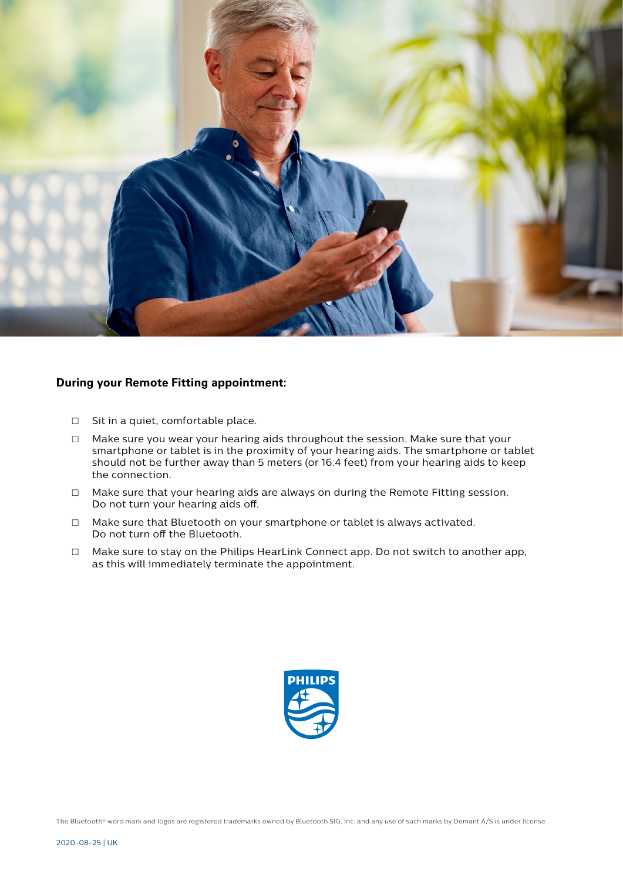**During your Remote Fitting appointment:**

- ☐ Sit in a quiet, comfortable place.
- ☐ Make sure you wear your hearing aids throughout the session. Make sure that your smartphone or tablet is in the proximity of your hearing aids. The smartphone or tablet should not be further away than 5 meters (or 16.4 feet) from your hearing aids to keep the connection.
- ☐ Make sure that your hearing aids are always on during the Remote Fitting session. Do not turn your hearing aids off.
- ☐ Make sure that Bluetooth on your smartphone or tablet is always activated. Do not turn off the Bluetooth.
- ☐ Make sure to stay on the Philips HearLink Connect app. Do not switch to another app, as this will immediately terminate the appointment.

PHILIPS

The Bluetooth® word mark and logos are registered trademarks owned by Bluetooth SIG, Inc. and any use of such marks by Demant A/S is under license.

2020-08-25 | UK